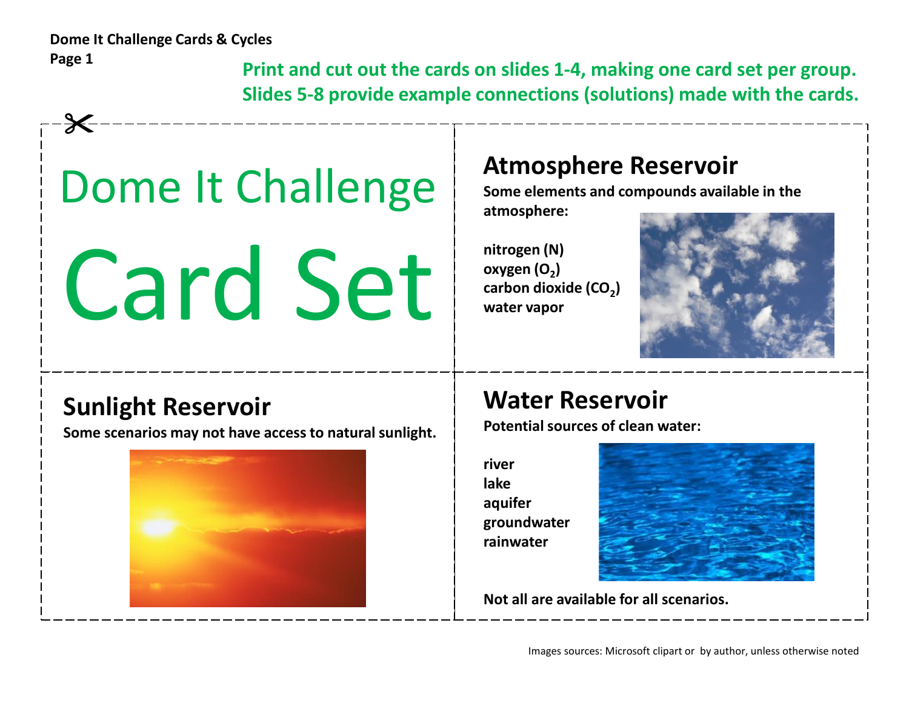**Dome It Challenge Cards & Cycles**
**Page 1**

**Print and cut out the cards on slides 1-4, making one card set per group.**
**Slides 5-8 provide example connections (solutions) made with the cards.**

# Dome It Challenge

# Card Set

## Atmosphere Reservoir

**Some elements and compounds available in the atmosphere:**

**nitrogen (N)**
**oxygen ($O_2$)**
**carbon dioxide ($CO_2$)**
**water vapor**

## Sunlight Reservoir

**Some scenarios may not have access to natural sunlight.**

## Water Reservoir

**Potential sources of clean water:**

**river**
**lake**
**aquifer**
**groundwater**
**rainwater**

**Not all are available for all scenarios.**

Images sources: Microsoft clipart or by author, unless otherwise noted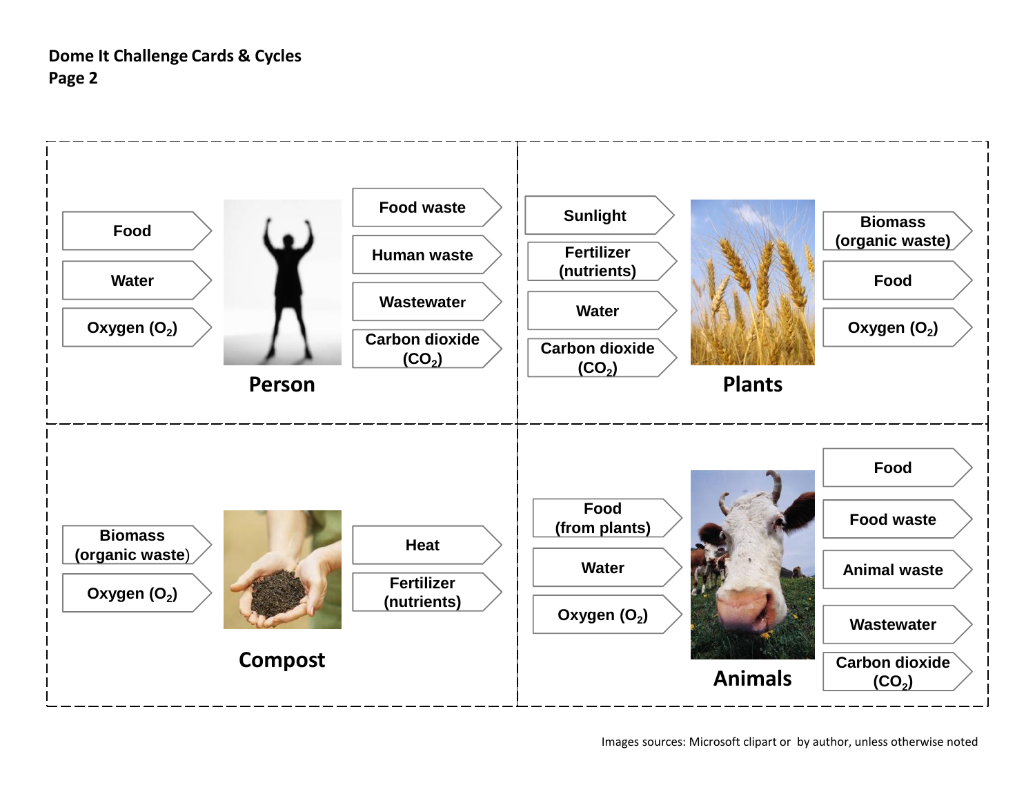**Dome It Challenge Cards & Cycles**
**Page 2**

## Person

**Inputs:**
- Food
- Water
- Oxygen ($O_2$)

**Outputs:**
- Food waste
- Human waste
- Wastewater
- Carbon dioxide ($CO_2$)

## Plants

**Inputs:**
- Sunlight
- Fertilizer (nutrients)
- Water
- Carbon dioxide ($CO_2$)

**Outputs:**
- Biomass (organic waste)
- Food
- Oxygen ($O_2$)

## Compost

**Inputs:**
- Biomass (organic waste)
- Oxygen ($O_2$)

**Outputs:**
- Heat
- Fertilizer (nutrients)

## Animals

**Inputs:**
- Food (from plants)
- Water
- Oxygen ($O_2$)

**Outputs:**
- Food
- Food waste
- Animal waste
- Wastewater
- Carbon dioxide ($CO_2$)

Images sources: Microsoft clipart or by author, unless otherwise noted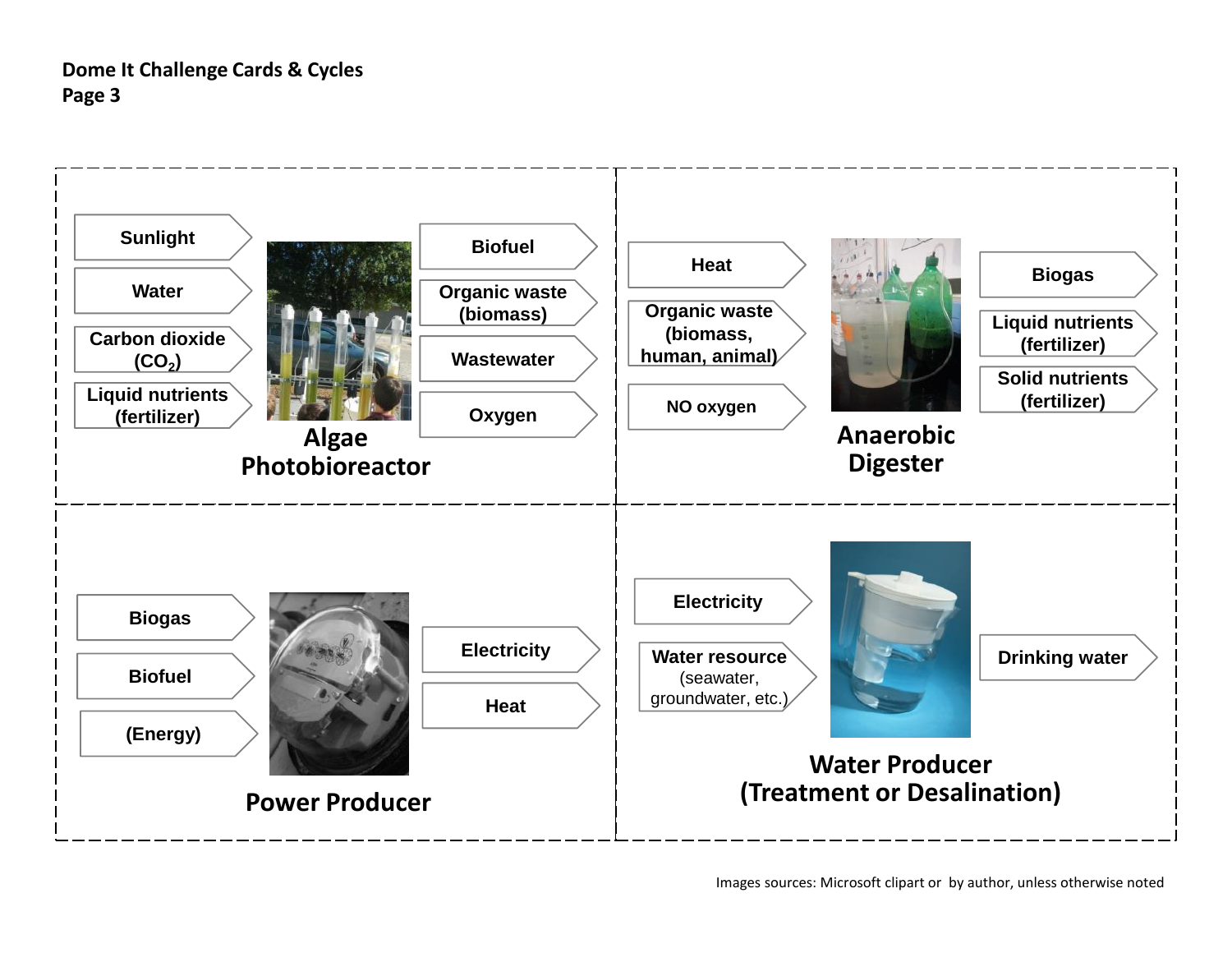**Dome It Challenge Cards & Cycles**
**Page 3**

## Algae Photobioreactor

**Inputs:**
- Sunlight
- Water
- Carbon dioxide ($CO_2$)
- Liquid nutrients (fertilizer)

**Outputs:**
- Biofuel
- Organic waste (biomass)
- Wastewater
- Oxygen

## Anaerobic Digester

**Inputs:**
- Heat
- Organic waste (biomass, human, animal)
- NO oxygen

**Outputs:**
- Biogas
- Liquid nutrients (fertilizer)
- Solid nutrients (fertilizer)

## Power Producer

**Inputs:**
- Biogas
- Biofuel
- (Energy)

**Outputs:**
- Electricity
- Heat

## Water Producer (Treatment or Desalination)

**Inputs:**
- Electricity
- Water resource (seawater, groundwater, etc.)

**Outputs:**
- Drinking water

Images sources: Microsoft clipart or by author, unless otherwise noted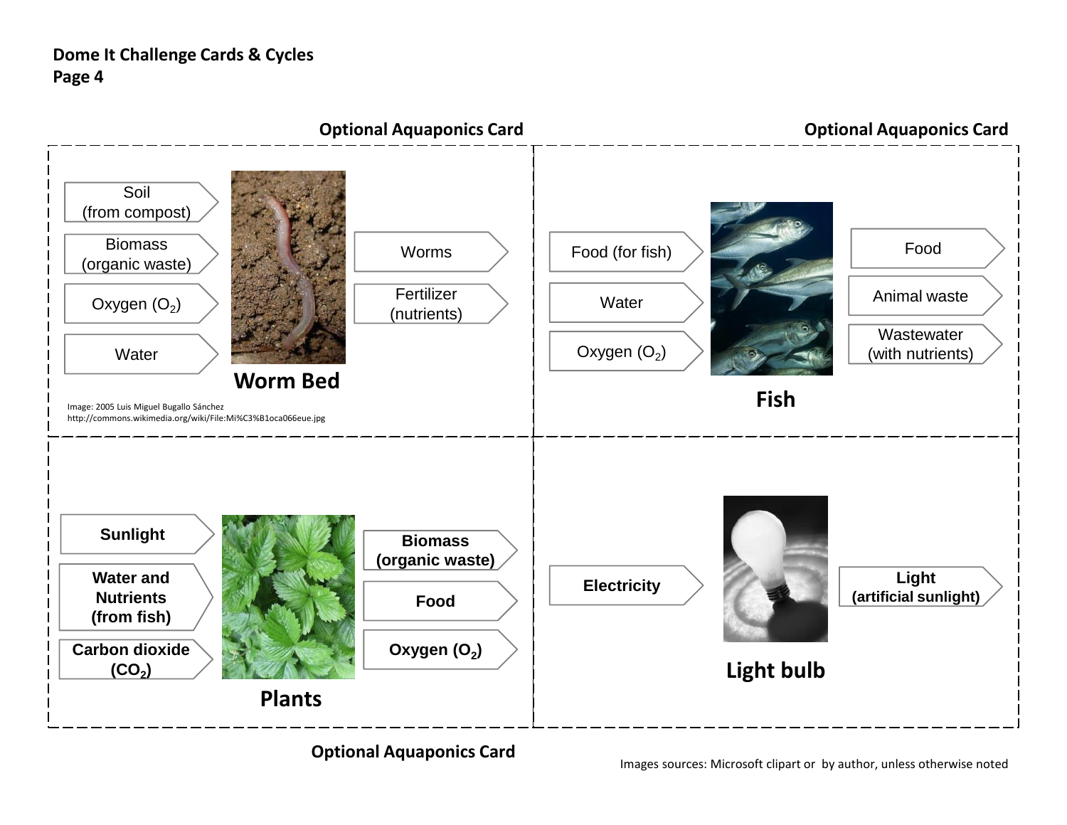**Dome It Challenge Cards & Cycles**
**Page 4**

**Optional Aquaponics Card**

## Worm Bed

Inputs:
- Soil (from compost)
- Biomass (organic waste)
- Oxygen ($O_2$)
- Water

Outputs:
- Worms
- Fertilizer (nutrients)

Image: 2005 Luis Miguel Bugallo Sánchez
http://commons.wikimedia.org/wiki/File:Mi%C3%B1oca066eue.jpg

**Optional Aquaponics Card**

## Fish

Inputs:
- Food (for fish)
- Water
- Oxygen ($O_2$)

Outputs:
- Food
- Animal waste
- Wastewater (with nutrients)

**Optional Aquaponics Card**

## Plants

Inputs:
- **Sunlight**
- **Water and Nutrients (from fish)**
- **Carbon dioxide ($CO_2$)**

Outputs:
- **Biomass (organic waste)**
- **Food**
- **Oxygen ($O_2$)**

## Light bulb

Inputs:
- **Electricity**

Outputs:
- **Light (artificial sunlight)**

Images sources: Microsoft clipart or by author, unless otherwise noted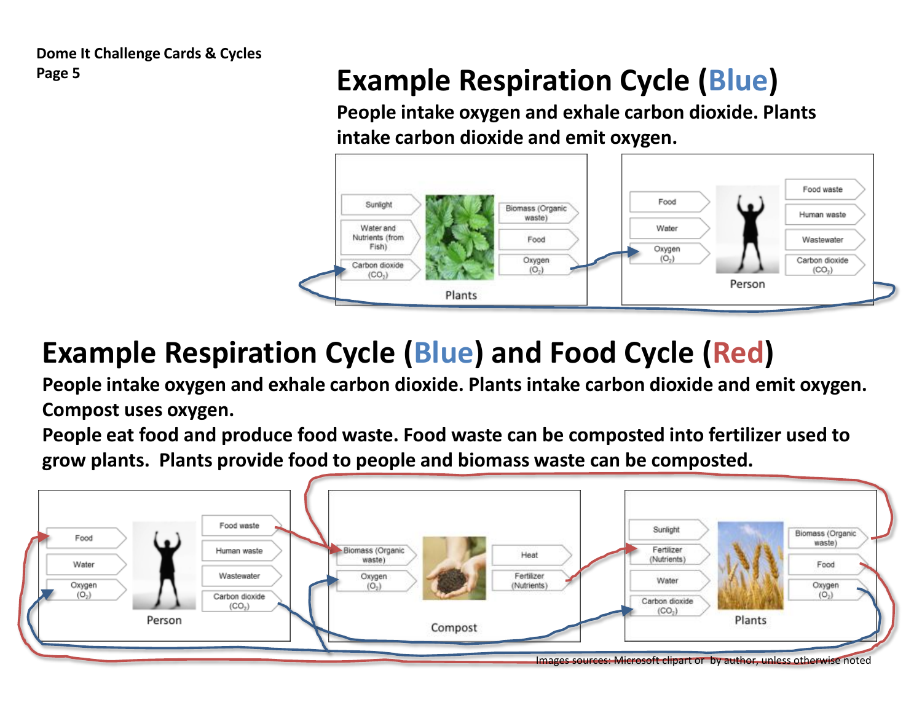Dome It Challenge Cards & Cycles
Page 5

# Example Respiration Cycle (Blue)

**People intake oxygen and exhale carbon dioxide. Plants intake carbon dioxide and emit oxygen.**

Sunlight
Water and Nutrients (from Fish)
Carbon dioxide ($CO_2$)
Plants
Biomass (Organic waste)
Food
Oxygen ($O_2$)

Food
Water
Oxygen ($O_2$)
Person
Food waste
Human waste
Wastewater
Carbon dioxide ($CO_2$)

# Example Respiration Cycle (Blue) and Food Cycle (Red)

**People intake oxygen and exhale carbon dioxide. Plants intake carbon dioxide and emit oxygen. Compost uses oxygen.**

**People eat food and produce food waste. Food waste can be composted into fertilizer used to grow plants. Plants provide food to people and biomass waste can be composted.**

Food
Water
Oxygen ($O_2$)
Person
Food waste
Human waste
Wastewater
Carbon dioxide ($CO_2$)

Biomass (Organic waste)
Oxygen ($O_2$)
Compost
Heat
Fertilizer (Nutrients)

Sunlight
Fertilizer (Nutrients)
Water
Carbon dioxide ($CO_2$)
Plants
Biomass (Organic waste)
Food
Oxygen ($O_2$)

Images sources: Microsoft clipart or by author, unless otherwise noted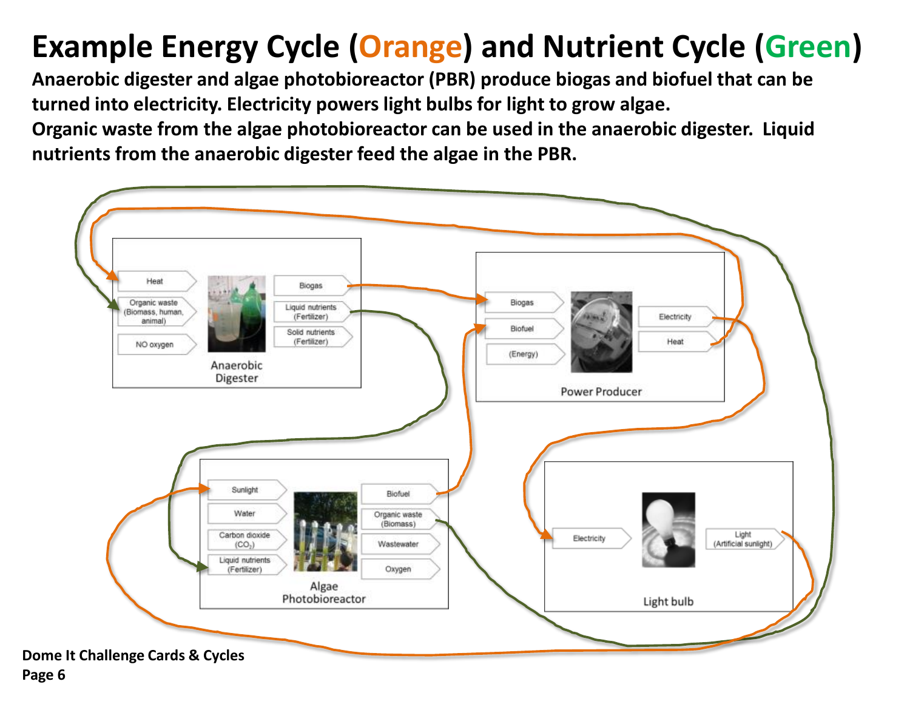# Example Energy Cycle (Orange) and Nutrient Cycle (Green)

**Anaerobic digester and algae photobioreactor (PBR) produce biogas and biofuel that can be turned into electricity. Electricity powers light bulbs for light to grow algae.**
**Organic waste from the algae photobioreactor can be used in the anaerobic digester. Liquid nutrients from the anaerobic digester feed the algae in the PBR.**

**Anaerobic Digester**
- Inputs: Heat; Organic waste (Biomass, human, animal); NO oxygen
- Outputs: Biogas; Liquid nutrients (Fertilizer); Solid nutrients (Fertilizer)

**Power Producer**
- Inputs: Biogas; Biofuel; (Energy)
- Outputs: Electricity; Heat

**Algae Photobioreactor**
- Inputs: Sunlight; Water; Carbon dioxide ($CO_2$); Liquid nutrients (Fertilizer)
- Outputs: Biofuel; Organic waste (Biomass); Wastewater; Oxygen

**Light bulb**
- Inputs: Electricity
- Outputs: Light (Artificial sunlight)

Dome It Challenge Cards & Cycles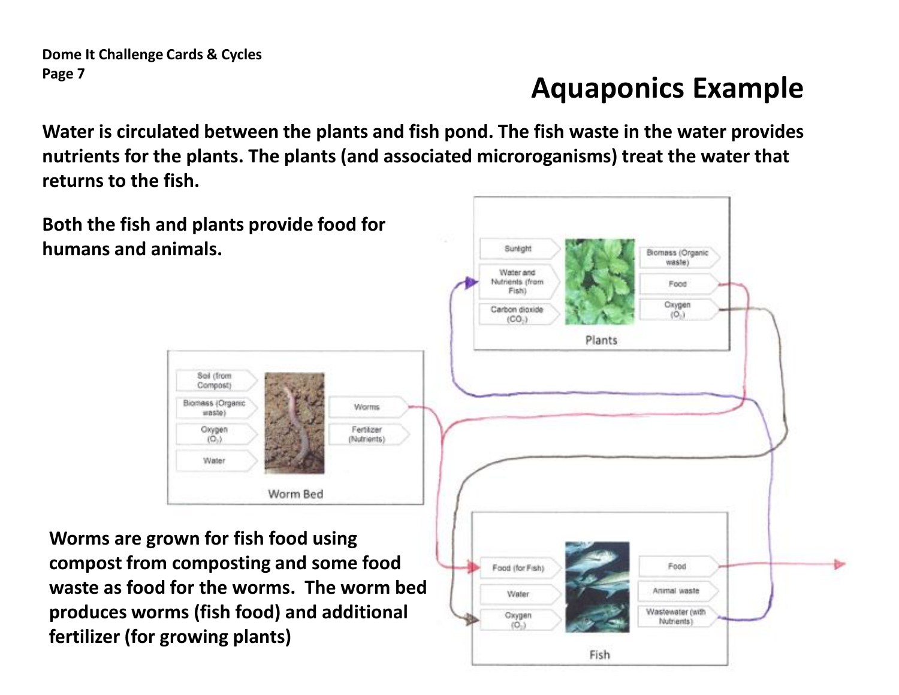# Aquaponics Example

**Water is circulated between the plants and fish pond. The fish waste in the water provides nutrients for the plants. The plants (and associated microroganisms) treat the water that returns to the fish.**

**Both the fish and plants provide food for humans and animals.**

Plants

- Inputs: Sunlight; Water and Nutrients (from Fish); Carbon dioxide ($CO_2$)
- Outputs: Biomass (Organic waste); Food; Oxygen ($O_2$)

Worm Bed

- Inputs: Soil (from Compost); Biomass (Organic waste); Oxygen ($O_2$); Water
- Outputs: Worms; Fertilizer (Nutrients)

Fish

- Inputs: Food (for Fish); Water; Oxygen ($O_2$)
- Outputs: Food; Animal waste; Wastewater (with Nutrients)

**Worms are grown for fish food using compost from composting and some food waste as food for the worms. The worm bed produces worms (fish food) and additional fertilizer (for growing plants)**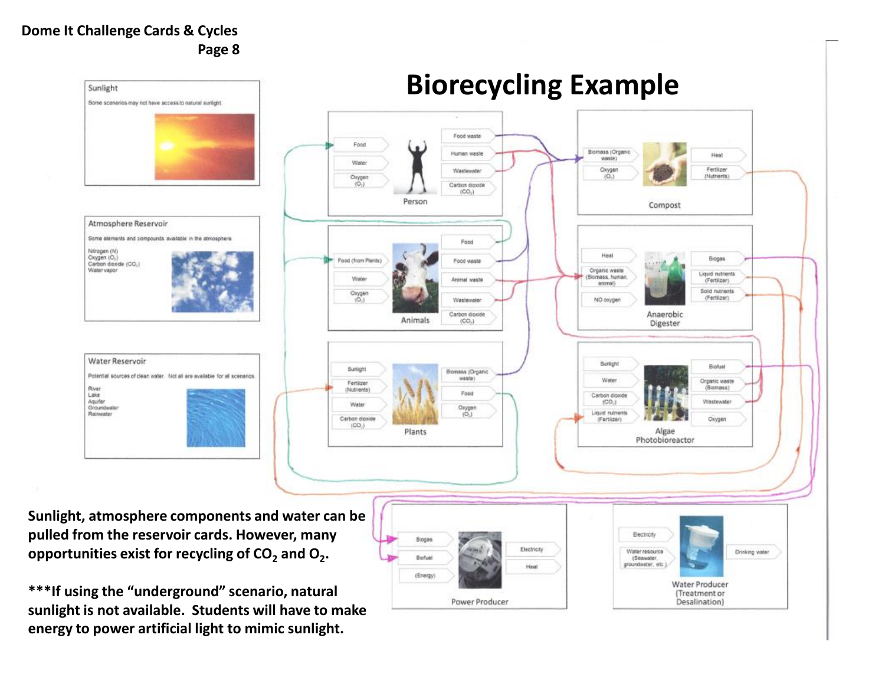# Biorecycling Example

**Sunlight**

Some scenarios may not have access to natural sunlight.

**Atmosphere Reservoir**

Some elements and compounds available in the atmosphere.

- Nitrogen (N)
- Oxygen ($O_2$)
- Carbon dioxide ($CO_2$)
- Water vapor

**Water Reservoir**

Potential sources of clean water. Not all are available for all scenarios.

- River
- Lake
- Aquifer
- Groundwater
- Rainwater

**Person**

Inputs: Food; Water; Oxygen ($O_2$)

Outputs: Food waste; Human waste; Wastewater; Carbon dioxide ($CO_2$)

**Animals**

Inputs: Food (from Plants); Water; Oxygen ($O_2$)

Outputs: Food; Food waste; Animal waste; Wastewater; Carbon dioxide ($CO_2$)

**Plants**

Inputs: Sunlight; Fertilizer (Nutrients); Water; Carbon dioxide ($CO_2$)

Outputs: Biomass (Organic waste); Food; Oxygen ($O_2$)

**Compost**

Inputs: Biomass (Organic waste); Oxygen ($O_2$)

Outputs: Heat; Fertilizer (Nutrients)

**Anaerobic Digester**

Inputs: Heat; Organic waste (Biomass, human, animal); NO oxygen

Outputs: Biogas; Liquid nutrients (Fertilizer); Solid nutrients (Fertilizer)

**Algae Photobioreactor**

Inputs: Sunlight; Water; Carbon dioxide ($CO_2$); Liquid nutrients (Fertilizer)

Outputs: Biofuel; Organic waste (Biomass); Wastewater; Oxygen

**Power Producer**

Inputs: Biogas; Biofuel; (Energy)

Outputs: Electricity; Heat

**Water Producer (Treatment or Desalination)**

Inputs: Electricity; Water resource (Seawater, groundwater, etc.)

Outputs: Drinking water

**Sunlight, atmosphere components and water can be pulled from the reservoir cards. However, many opportunities exist for recycling of $CO_2$ and $O_2$.**

**\*\*\*If using the "underground" scenario, natural sunlight is not available. Students will have to make energy to power artificial light to mimic sunlight.**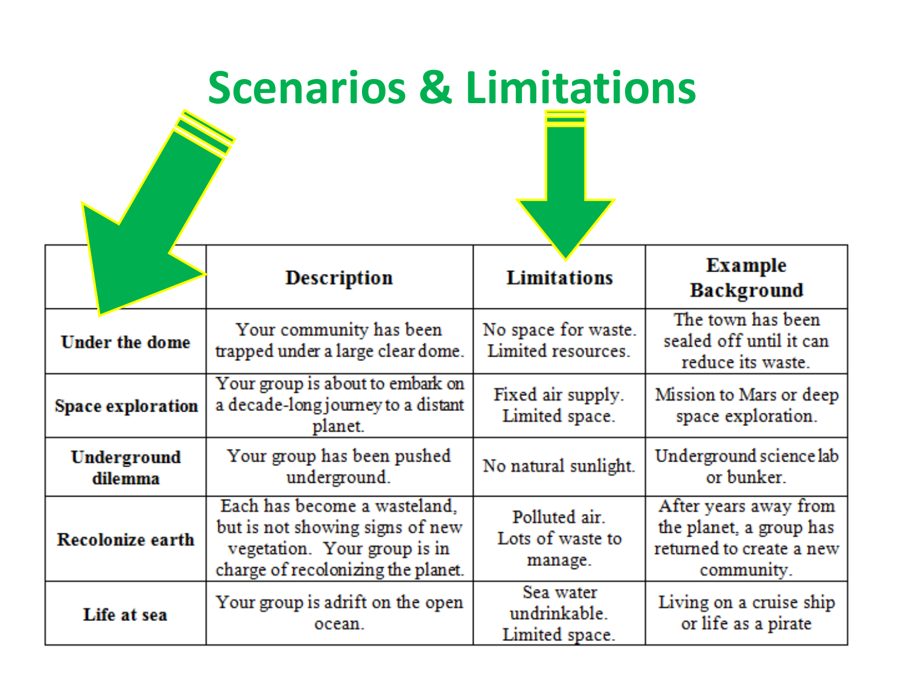# Scenarios & Limitations

| | Description | Limitations | Example Background |
|---|---|---|---|
| **Under the dome** | Your community has been trapped under a large clear dome. | No space for waste. Limited resources. | The town has been sealed off until it can reduce its waste. |
| **Space exploration** | Your group is about to embark on a decade-long journey to a distant planet. | Fixed air supply. Limited space. | Mission to Mars or deep space exploration. |
| **Underground dilemma** | Your group has been pushed underground. | No natural sunlight. | Underground science lab or bunker. |
| **Recolonize earth** | Each has become a wasteland, but is not showing signs of new vegetation. Your group is in charge of recolonizing the planet. | Polluted air. Lots of waste to manage. | After years away from the planet, a group has returned to create a new community. |
| **Life at sea** | Your group is adrift on the open ocean. | Sea water undrinkable. Limited space. | Living on a cruise ship or life as a pirate |